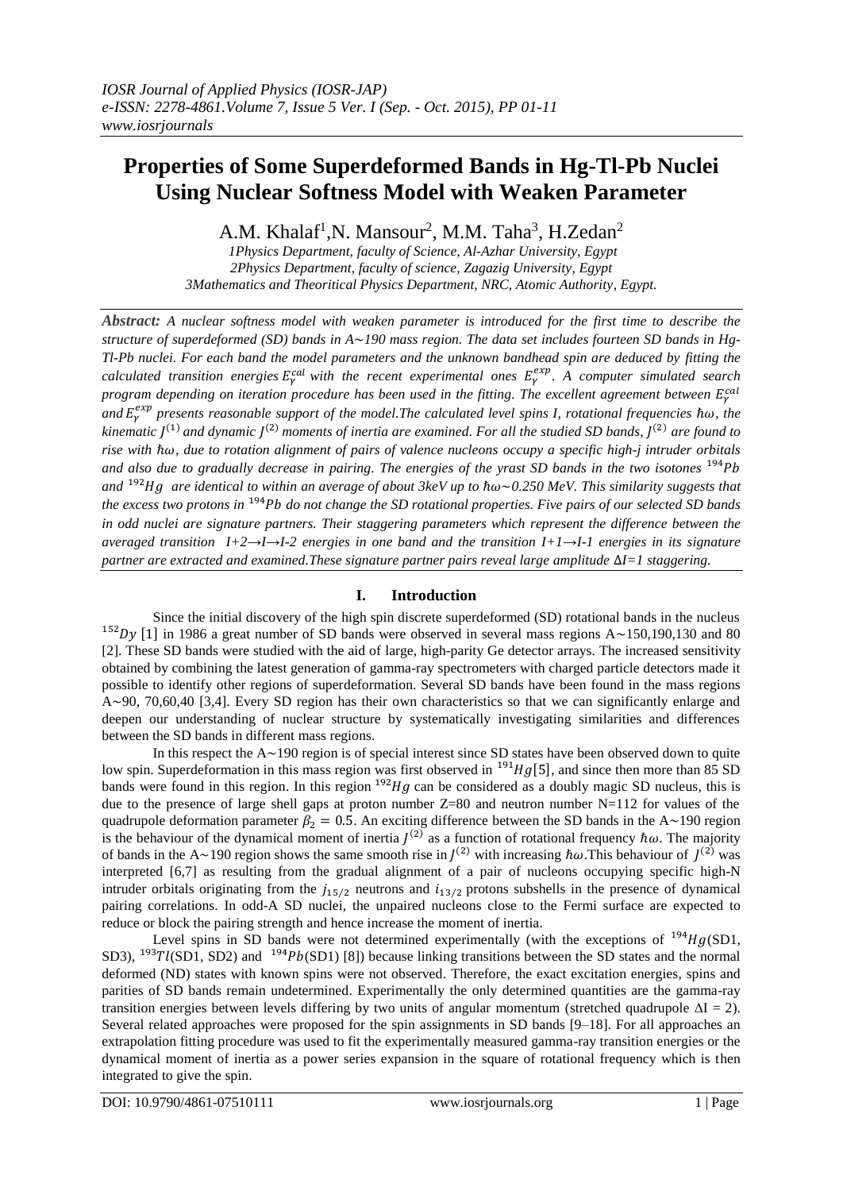# Properties of Some Superdeformed Bands in Hg-Tl-Pb Nuclei Using Nuclear Softness Model with Weaken Parameter

A.M. Khalaf[1], N. Mansour[2], M.M. Taha[3], H.Zedan[2]

*1Physics Department, faculty of Science, Al-Azhar University, Egypt*
*2Physics Department, faculty of science, Zagazig University, Egypt*
*3Mathematics and Theoritical Physics Department, NRC, Atomic Authority, Egypt.*

***Abstract:*** *A nuclear softness model with weaken parameter is introduced for the first time to describe the structure of superdeformed (SD) bands in A∼190 mass region. The data set includes fourteen SD bands in Hg-Tl-Pb nuclei. For each band the model parameters and the unknown bandhead spin are deduced by fitting the calculated transition energies $E_\gamma^{cal}$ with the recent experimental ones $E_\gamma^{exp}$. A computer simulated search program depending on iteration procedure has been used in the fitting. The excellent agreement between $E_\gamma^{cal}$ and $E_\gamma^{exp}$ presents reasonable support of the model.The calculated level spins I, rotational frequencies $\hbar\omega$, the kinematic $J^{(1)}$ and dynamic $J^{(2)}$ moments of inertia are examined. For all the studied SD bands, $J^{(2)}$ are found to rise with $\hbar\omega$, due to rotation alignment of pairs of valence nucleons occupy a specific high-j intruder orbitals and also due to gradually decrease in pairing. The energies of the yrast SD bands in the two isotones $^{194}Pb$ and $^{192}Hg$ are identical to within an average of about 3keV up to $\hbar\omega$∼0.250 MeV. This similarity suggests that the excess two protons in $^{194}Pb$ do not change the SD rotational properties. Five pairs of our selected SD bands in odd nuclei are signature partners. Their staggering parameters which represent the difference between the averaged transition I+2→I→I-2 energies in one band and the transition I+1→I-1 energies in its signature partner are extracted and examined.These signature partner pairs reveal large amplitude ΔI=1 staggering.*

## I. Introduction

Since the initial discovery of the high spin discrete superdeformed (SD) rotational bands in the nucleus $^{152}Dy$ [1] in 1986 a great number of SD bands were observed in several mass regions A∼150,190,130 and 80 [2]. These SD bands were studied with the aid of large, high-parity Ge detector arrays. The increased sensitivity obtained by combining the latest generation of gamma-ray spectrometers with charged particle detectors made it possible to identify other regions of superdeformation. Several SD bands have been found in the mass regions A∼90, 70,60,40 [3,4]. Every SD region has their own characteristics so that we can significantly enlarge and deepen our understanding of nuclear structure by systematically investigating similarities and differences between the SD bands in different mass regions.

In this respect the A∼190 region is of special interest since SD states have been observed down to quite low spin. Superdeformation in this mass region was first observed in $^{191}Hg$[5], and since then more than 85 SD bands were found in this region. In this region $^{192}Hg$ can be considered as a doubly magic SD nucleus, this is due to the presence of large shell gaps at proton number Z=80 and neutron number N=112 for values of the quadrupole deformation parameter $\beta_2 = 0.5$. An exciting difference between the SD bands in the A∼190 region is the behaviour of the dynamical moment of inertia $J^{(2)}$ as a function of rotational frequency $\hbar\omega$. The majority of bands in the A∼190 region shows the same smooth rise in $J^{(2)}$ with increasing $\hbar\omega$.This behaviour of $J^{(2)}$ was interpreted [6,7] as resulting from the gradual alignment of a pair of nucleons occupying specific high-N intruder orbitals originating from the $j_{15/2}$ neutrons and $i_{13/2}$ protons subshells in the presence of dynamical pairing correlations. In odd-A SD nuclei, the unpaired nucleons close to the Fermi surface are expected to reduce or block the pairing strength and hence increase the moment of inertia.

Level spins in SD bands were not determined experimentally (with the exceptions of $^{194}Hg$(SD1, SD3), $^{193}Tl$(SD1, SD2) and $^{194}Pb$(SD1) [8]) because linking transitions between the SD states and the normal deformed (ND) states with known spins were not observed. Therefore, the exact excitation energies, spins and parities of SD bands remain undetermined. Experimentally the only determined quantities are the gamma-ray transition energies between levels differing by two units of angular momentum (stretched quadrupole ΔI = 2). Several related approaches were proposed for the spin assignments in SD bands [9–18]. For all approaches an extrapolation fitting procedure was used to fit the experimentally measured gamma-ray transition energies or the dynamical moment of inertia as a power series expansion in the square of rotational frequency which is then integrated to give the spin.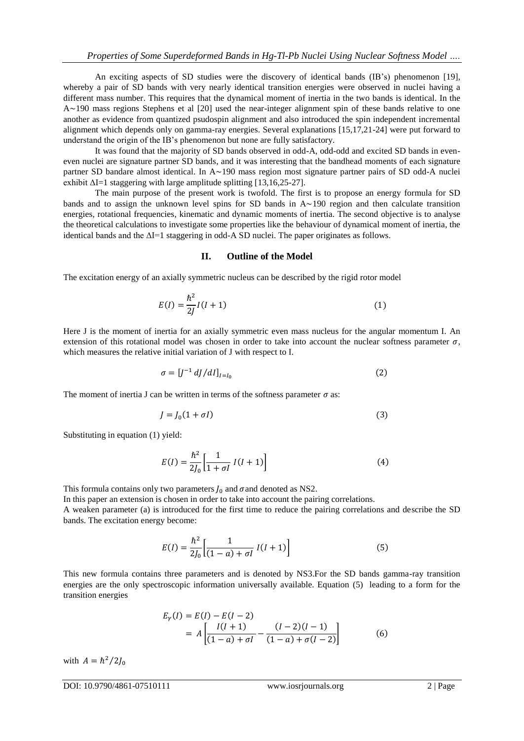An exciting aspects of SD studies were the discovery of identical bands (IB's) phenomenon [19], whereby a pair of SD bands with very nearly identical transition energies were observed in nuclei having a different mass number. This requires that the dynamical moment of inertia in the two bands is identical. In the A∼190 mass regions Stephens et al [20] used the near-integer alignment spin of these bands relative to one another as evidence from quantized psudospin alignment and also introduced the spin independent incremental alignment which depends only on gamma-ray energies. Several explanations [15,17,21-24] were put forward to understand the origin of the IB's phenomenon but none are fully satisfactory.

It was found that the majority of SD bands observed in odd-A, odd-odd and excited SD bands in even-even nuclei are signature partner SD bands, and it was interesting that the bandhead moments of each signature partner SD bandare almost identical. In A∼190 mass region most signature partner pairs of SD odd-A nuclei exhibit ΔI=1 staggering with large amplitude splitting [13,16,25-27].

The main purpose of the present work is twofold. The first is to propose an energy formula for SD bands and to assign the unknown level spins for SD bands in A∼190 region and then calculate transition energies, rotational frequencies, kinematic and dynamic moments of inertia. The second objective is to analyse the theoretical calculations to investigate some properties like the behaviour of dynamical moment of inertia, the identical bands and the ΔI=1 staggering in odd-A SD nuclei. The paper originates as follows.

## II. Outline of the Model

The excitation energy of an axially symmetric nucleus can be described by the rigid rotor model

$$E(I) = \frac{\hbar^2}{2J} I(I+1) \tag{1}$$

Here J is the moment of inertia for an axially symmetric even mass nucleus for the angular momentum I. An extension of this rotational model was chosen in order to take into account the nuclear softness parameter $\sigma$, which measures the relative initial variation of J with respect to I.

$$\sigma = [J^{-1}\, dJ/dI]_{I=I_0} \tag{2}$$

The moment of inertia J can be written in terms of the softness parameter $\sigma$ as:

$$J = J_0(1+\sigma I) \tag{3}$$

Substituting in equation (1) yield:

$$E(I) = \frac{\hbar^2}{2J_0}\left[\frac{1}{1+\sigma I}\, I(I+1)\right] \tag{4}$$

This formula contains only two parameters $J_0$ and $\sigma$and denoted as NS2.

In this paper an extension is chosen in order to take into account the pairing correlations.

A weaken parameter (a) is introduced for the first time to reduce the pairing correlations and describe the SD bands. The excitation energy become:

$$E(I) = \frac{\hbar^2}{2J_0}\left[\frac{1}{(1-a)+\sigma I}\, I(I+1)\right] \tag{5}$$

This new formula contains three parameters and is denoted by NS3.For the SD bands gamma-ray transition energies are the only spectroscopic information universally available. Equation (5) leading to a form for the transition energies

$$\begin{aligned} E_\gamma(I) &= E(I) - E(I-2) \\ &= A\left[\frac{I(I+1)}{(1-a)+\sigma I} - \frac{(I-2)(I-1)}{(1-a)+\sigma(I-2)}\right] \end{aligned} \tag{6}$$

with $A = \hbar^2/2J_0$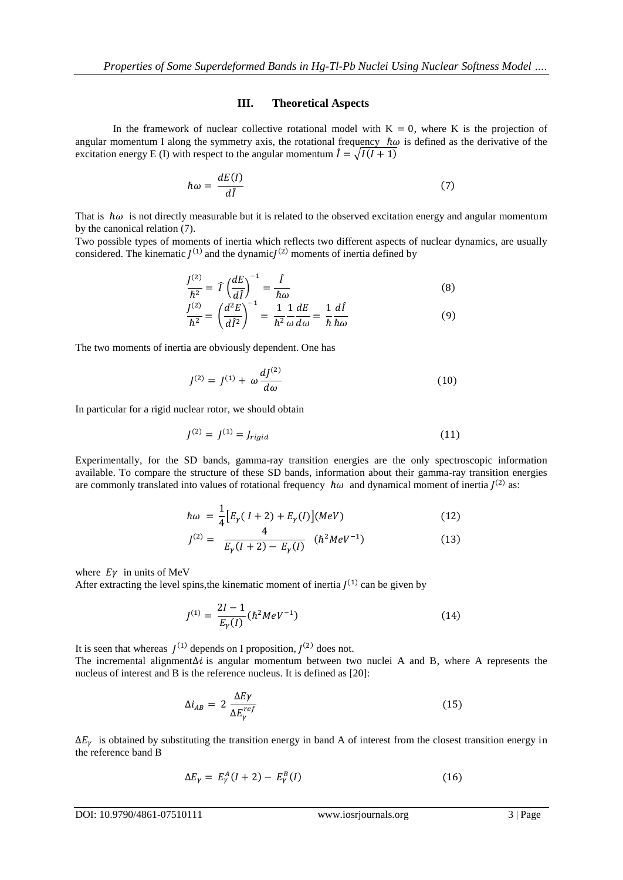## III. Theoretical Aspects

In the framework of nuclear collective rotational model with $K = 0$, where K is the projection of angular momentum I along the symmetry axis, the rotational frequency $\hbar\omega$ is defined as the derivative of the excitation energy E (I) with respect to the angular momentum $\hat{I} = \sqrt{I(I+1)}$

$$\hbar\omega = \frac{dE(I)}{d\hat{I}} \tag{7}$$

That is $\hbar\omega$ is not directly measurable but it is related to the observed excitation energy and angular momentum by the canonical relation (7).

Two possible types of moments of inertia which reflects two different aspects of nuclear dynamics, are usually considered. The kinematic $J^{(1)}$ and the dynamic$J^{(2)}$ moments of inertia defined by

$$\frac{J^{(2)}}{\hbar^2} = \hat{I}\left(\frac{dE}{d\hat{I}}\right)^{-1} = \frac{\hat{I}}{\hbar\omega} \tag{8}$$

$$\frac{J^{(2)}}{\hbar^2} = \left(\frac{d^2E}{d\hat{I}^2}\right)^{-1} = \frac{1}{\hbar^2}\frac{1}{\omega}\frac{dE}{d\omega} = \frac{1}{\hbar}\frac{d\hat{I}}{\hbar\omega} \tag{9}$$

The two moments of inertia are obviously dependent. One has

$$J^{(2)} = J^{(1)} + \omega\frac{dJ^{(2)}}{d\omega} \tag{10}$$

In particular for a rigid nuclear rotor, we should obtain

$$J^{(2)} = J^{(1)} = J_{rigid} \tag{11}$$

Experimentally, for the SD bands, gamma-ray transition energies are the only spectroscopic information available. To compare the structure of these SD bands, information about their gamma-ray transition energies are commonly translated into values of rotational frequency $\hbar\omega$ and dynamical moment of inertia $J^{(2)}$ as:

$$\hbar\omega = \frac{1}{4}\left[E_\gamma(I+2) + E_\gamma(I)\right](MeV) \tag{12}$$

$$J^{(2)} = \frac{4}{E_\gamma(I+2) - E_\gamma(I)} \quad (\hbar^2 MeV^{-1}) \tag{13}$$

where $E\gamma$ in units of MeV

After extracting the level spins,the kinematic moment of inertia $J^{(1)}$ can be given by

$$J^{(1)} = \frac{2I-1}{E_\gamma(I)}(\hbar^2 MeV^{-1}) \tag{14}$$

It is seen that whereas $J^{(1)}$ depends on I proposition, $J^{(2)}$ does not.

The incremental alignment$\Delta i$ is angular momentum between two nuclei A and B, where A represents the nucleus of interest and B is the reference nucleus. It is defined as [20]:

$$\Delta i_{AB} = 2\,\frac{\Delta E\gamma}{\Delta E_\gamma^{ref}} \tag{15}$$

$\Delta E_\gamma$ is obtained by substituting the transition energy in band A of interest from the closest transition energy in the reference band B

$$\Delta E_\gamma = E_\gamma^A(I+2) - E_\gamma^B(I) \tag{16}$$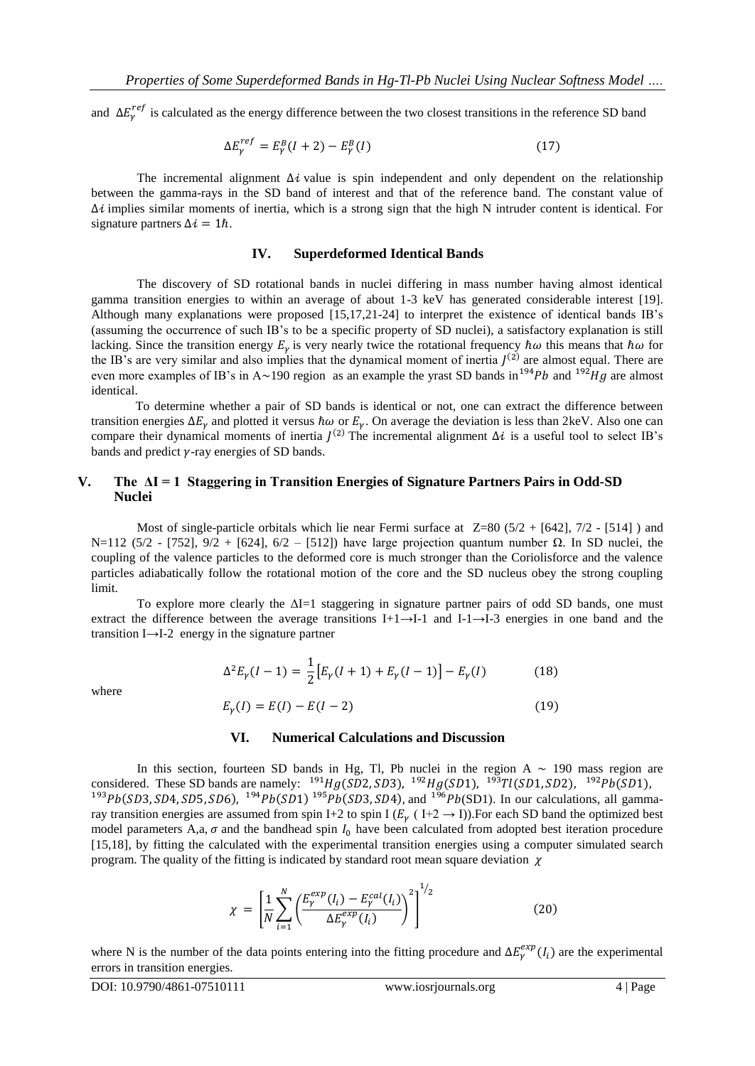and $\Delta E_\gamma^{ref}$ is calculated as the energy difference between the two closest transitions in the reference SD band

$$\Delta E_\gamma^{ref} = E_\gamma^B(I+2) - E_\gamma^B(I) \tag{17}$$

The incremental alignment $\Delta i$ value is spin independent and only dependent on the relationship between the gamma-rays in the SD band of interest and that of the reference band. The constant value of $\Delta i$ implies similar moments of inertia, which is a strong sign that the high N intruder content is identical. For signature partners $\Delta i = 1\hbar$.

## IV. Superdeformed Identical Bands

The discovery of SD rotational bands in nuclei differing in mass number having almost identical gamma transition energies to within an average of about 1-3 keV has generated considerable interest [19]. Although many explanations were proposed [15,17,21-24] to interpret the existence of identical bands IB's (assuming the occurrence of such IB's to be a specific property of SD nuclei), a satisfactory explanation is still lacking. Since the transition energy $E_\gamma$ is very nearly twice the rotational frequency $\hbar\omega$ this means that $\hbar\omega$ for the IB's are very similar and also implies that the dynamical moment of inertia $J^{(2)}$ are almost equal. There are even more examples of IB's in A∼190 region as an example the yrast SD bands in $^{194}Pb$ and $^{192}Hg$ are almost identical.

To determine whether a pair of SD bands is identical or not, one can extract the difference between transition energies $\Delta E_\gamma$ and plotted it versus $\hbar\omega$ or $E_\gamma$. On average the deviation is less than 2keV. Also one can compare their dynamical moments of inertia $J^{(2)}$ The incremental alignment $\Delta i$ is a useful tool to select IB's bands and predict $\gamma$-ray energies of SD bands.

## V. The ΔI = 1 Staggering in Transition Energies of Signature Partners Pairs in Odd-SD Nuclei

Most of single-particle orbitals which lie near Fermi surface at Z=80 (5/2 + [642], 7/2 - [514] ) and N=112 (5/2 - [752], 9/2 + [624], 6/2 – [512]) have large projection quantum number Ω. In SD nuclei, the coupling of the valence particles to the deformed core is much stronger than the Coriolisforce and the valence particles adiabatically follow the rotational motion of the core and the SD nucleus obey the strong coupling limit.

To explore more clearly the ΔI=1 staggering in signature partner pairs of odd SD bands, one must extract the difference between the average transitions I+1→I-1 and I-1→I-3 energies in one band and the transition I→I-2 energy in the signature partner

$$\Delta^2 E_\gamma(I-1) = \frac{1}{2}\left[E_\gamma(I+1) + E_\gamma(I-1)\right] - E_\gamma(I) \tag{18}$$

where

$$E_\gamma(I) = E(I) - E(I-2) \tag{19}$$

## VI. Numerical Calculations and Discussion

In this section, fourteen SD bands in Hg, Tl, Pb nuclei in the region A ∼ 190 mass region are considered. These SD bands are namely: $^{191}Hg(SD2, SD3)$, $^{192}Hg(SD1)$, $^{193}Tl(SD1, SD2)$, $^{192}Pb(SD1)$, $^{193}Pb(SD3, SD4, SD5, SD6)$, $^{194}Pb(SD1)$ $^{195}Pb(SD3, SD4)$, and $^{196}Pb$(SD1). In our calculations, all gamma-ray transition energies are assumed from spin I+2 to spin I ($E_\gamma$ ( I+2 → I)).For each SD band the optimized best model parameters A,a, $\sigma$ and the bandhead spin $I_0$ have been calculated from adopted best iteration procedure [15,18], by fitting the calculated with the experimental transition energies using a computer simulated search program. The quality of the fitting is indicated by standard root mean square deviation $\chi$

$$\chi = \left[\frac{1}{N}\sum_{i=1}^{N}\left(\frac{E_\gamma^{exp}(I_i) - E_\gamma^{cal}(I_i)}{\Delta E_\gamma^{exp}(I_i)}\right)^2\right]^{1/2} \tag{20}$$

where N is the number of the data points entering into the fitting procedure and $\Delta E_\gamma^{exp}(I_i)$ are the experimental errors in transition energies.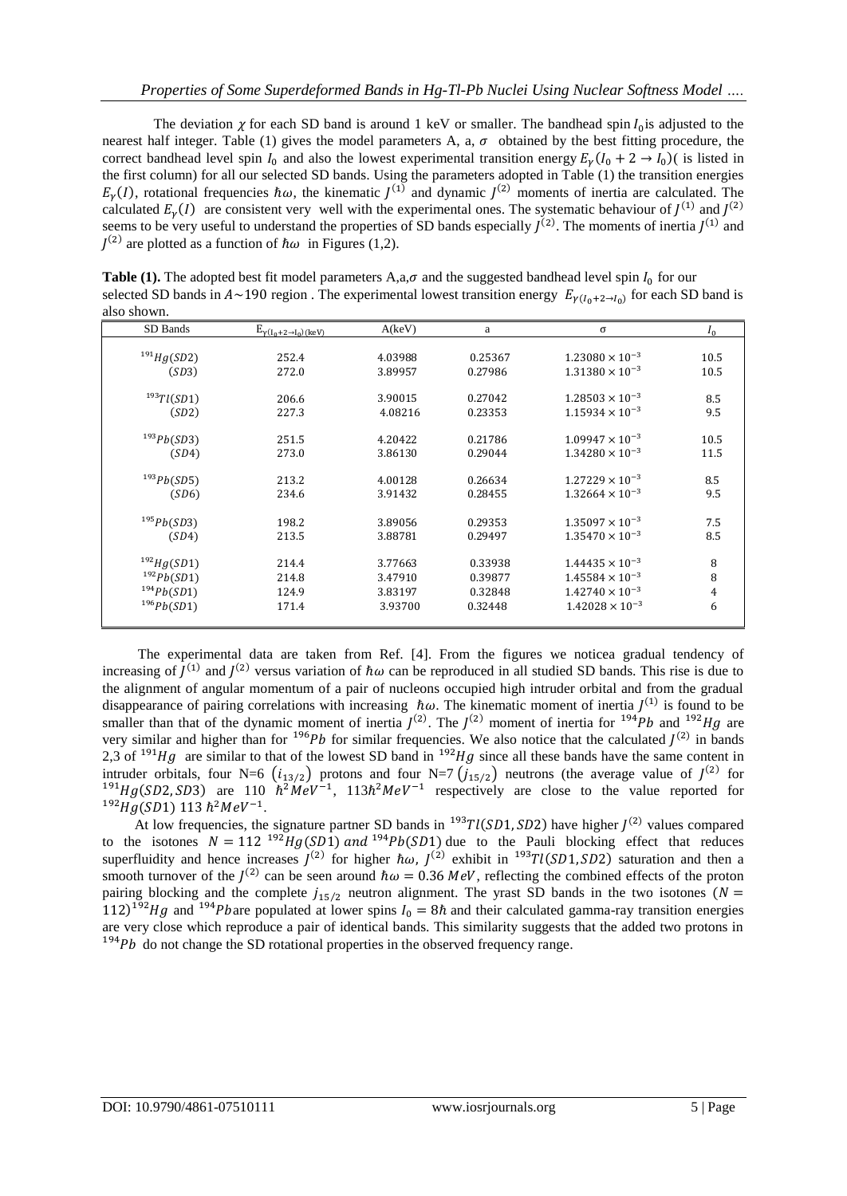The deviation $\chi$ for each SD band is around 1 keV or smaller. The bandhead spin $I_0$ is adjusted to the nearest half integer. Table (1) gives the model parameters A, a, $\sigma$ obtained by the best fitting procedure, the correct bandhead level spin $I_0$ and also the lowest experimental transition energy $E_\gamma(I_0 + 2 \rightarrow I_0)$( is listed in the first column) for all our selected SD bands. Using the parameters adopted in Table (1) the transition energies $E_\gamma(I)$, rotational frequencies $\hbar\omega$, the kinematic $J^{(1)}$ and dynamic $J^{(2)}$ moments of inertia are calculated. The calculated $E_\gamma(I)$ are consistent very well with the experimental ones. The systematic behaviour of $J^{(1)}$ and $J^{(2)}$ seems to be very useful to understand the properties of SD bands especially $J^{(2)}$. The moments of inertia $J^{(1)}$ and $J^{(2)}$ are plotted as a function of $\hbar\omega$ in Figures (1,2).

**Table (1).** The adopted best fit model parameters A,a,$\sigma$ and the suggested bandhead level spin $I_0$ for our selected SD bands in $A{\sim}190$ region . The experimental lowest transition energy $E_{\gamma(I_0+2\rightarrow I_0)}$ for each SD band is also shown.

| SD Bands | $E_{\gamma(I_0+2\rightarrow I_0)}$ (keV) | A(keV) | a | σ | $I_0$ |
|---|---|---|---|---|---|
| $^{191}Hg(SD2)$ | 252.4 | 4.03988 | 0.25367 | $1.23080 \times 10^{-3}$ | 10.5 |
| $(SD3)$ | 272.0 | 3.89957 | 0.27986 | $1.31380 \times 10^{-3}$ | 10.5 |
| $^{193}Tl(SD1)$ | 206.6 | 3.90015 | 0.27042 | $1.28503 \times 10^{-3}$ | 8.5 |
| $(SD2)$ | 227.3 | 4.08216 | 0.23353 | $1.15934 \times 10^{-3}$ | 9.5 |
| $^{193}Pb(SD3)$ | 251.5 | 4.20422 | 0.21786 | $1.09947 \times 10^{-3}$ | 10.5 |
| $(SD4)$ | 273.0 | 3.86130 | 0.29044 | $1.34280 \times 10^{-3}$ | 11.5 |
| $^{193}Pb(SD5)$ | 213.2 | 4.00128 | 0.26634 | $1.27229 \times 10^{-3}$ | 8.5 |
| $(SD6)$ | 234.6 | 3.91432 | 0.28455 | $1.32664 \times 10^{-3}$ | 9.5 |
| $^{195}Pb(SD3)$ | 198.2 | 3.89056 | 0.29353 | $1.35097 \times 10^{-3}$ | 7.5 |
| $(SD4)$ | 213.5 | 3.88781 | 0.29497 | $1.35470 \times 10^{-3}$ | 8.5 |
| $^{192}Hg(SD1)$ | 214.4 | 3.77663 | 0.33938 | $1.44435 \times 10^{-3}$ | 8 |
| $^{192}Pb(SD1)$ | 214.8 | 3.47910 | 0.39877 | $1.45584 \times 10^{-3}$ | 8 |
| $^{194}Pb(SD1)$ | 124.9 | 3.83197 | 0.32848 | $1.42740 \times 10^{-3}$ | 4 |
| $^{196}Pb(SD1)$ | 171.4 | 3.93700 | 0.32448 | $1.42028 \times 10^{-3}$ | 6 |

The experimental data are taken from Ref. [4]. From the figures we noticea gradual tendency of increasing of $J^{(1)}$ and $J^{(2)}$ versus variation of $\hbar\omega$ can be reproduced in all studied SD bands. This rise is due to the alignment of angular momentum of a pair of nucleons occupied high intruder orbital and from the gradual disappearance of pairing correlations with increasing $\hbar\omega$. The kinematic moment of inertia $J^{(1)}$ is found to be smaller than that of the dynamic moment of inertia $J^{(2)}$. The $J^{(2)}$ moment of inertia for $^{194}Pb$ and $^{192}Hg$ are very similar and higher than for $^{196}Pb$ for similar frequencies. We also notice that the calculated $J^{(2)}$ in bands 2,3 of $^{191}Hg$ are similar to that of the lowest SD band in $^{192}Hg$ since all these bands have the same content in intruder orbitals, four N=6 $(i_{13/2})$ protons and four N=7 $(j_{15/2})$ neutrons (the average value of $J^{(2)}$ for $^{191}Hg(SD2, SD3)$ are 110 $\hbar^2 MeV^{-1}$, 113$\hbar^2 MeV^{-1}$ respectively are close to the value reported for $^{192}Hg(SD1)$ 113 $\hbar^2 MeV^{-1}$.

At low frequencies, the signature partner SD bands in $^{193}Tl(SD1, SD2)$ have higher $J^{(2)}$ values compared to the isotones $N = 112$ $^{192}Hg(SD1)$ and $^{194}Pb(SD1)$ due to the Pauli blocking effect that reduces superfluidity and hence increases $J^{(2)}$ for higher $\hbar\omega$, $J^{(2)}$ exhibit in $^{193}Tl(SD1, SD2)$ saturation and then a smooth turnover of the $J^{(2)}$ can be seen around $\hbar\omega = 0.36$ $MeV$, reflecting the combined effects of the proton pairing blocking and the complete $j_{15/2}$ neutron alignment. The yrast SD bands in the two isotones ($N = 112$)$^{192}Hg$ and $^{194}Pb$are populated at lower spins $I_0 = 8\hbar$ and their calculated gamma-ray transition energies are very close which reproduce a pair of identical bands. This similarity suggests that the added two protons in $^{194}Pb$ do not change the SD rotational properties in the observed frequency range.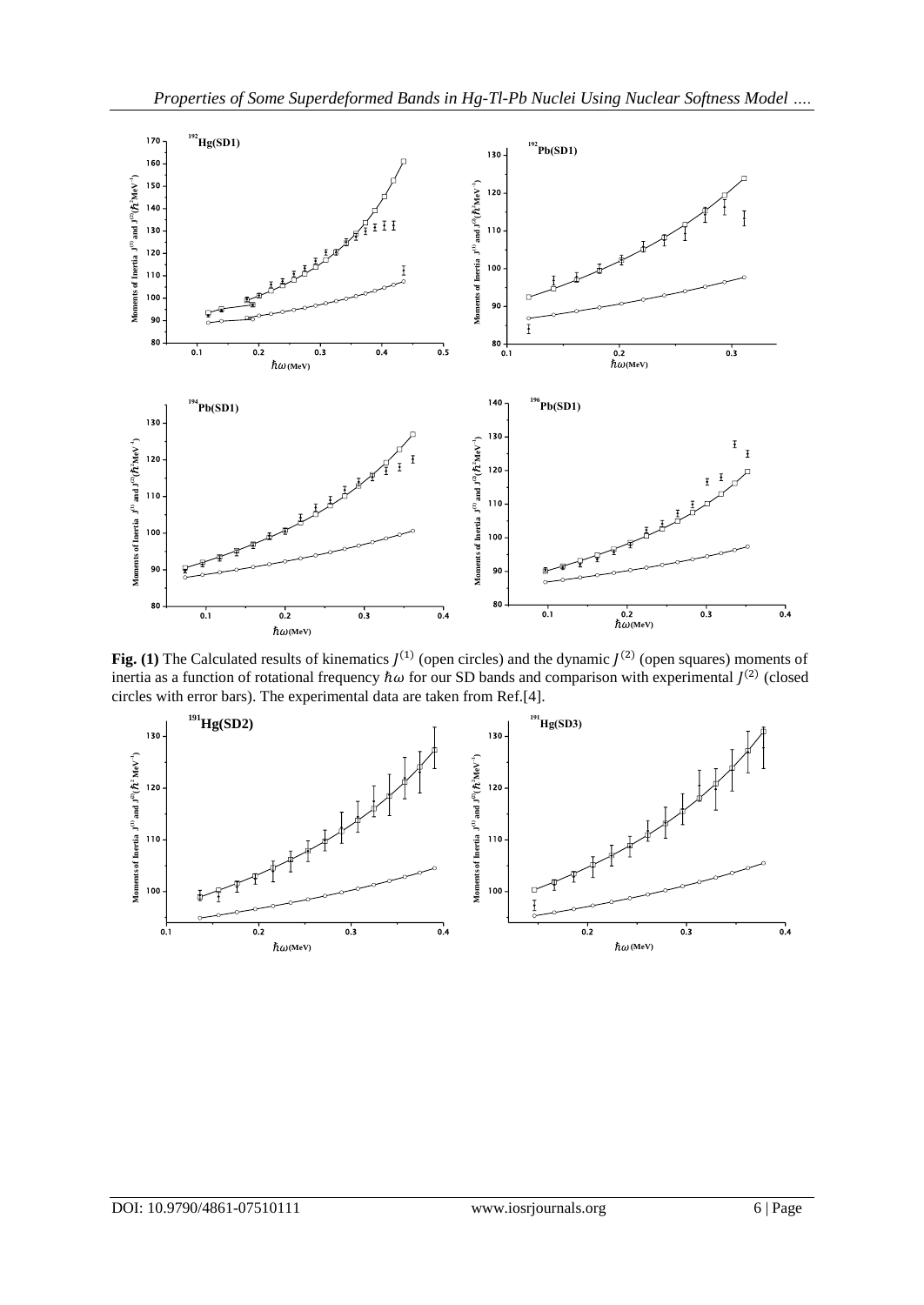**Fig. (1)** The Calculated results of kinematics $J^{(1)}$ (open circles) and the dynamic $J^{(2)}$ (open squares) moments of inertia as a function of rotational frequency $\hbar\omega$ for our SD bands and comparison with experimental $J^{(2)}$ (closed circles with error bars). The experimental data are taken from Ref.[4].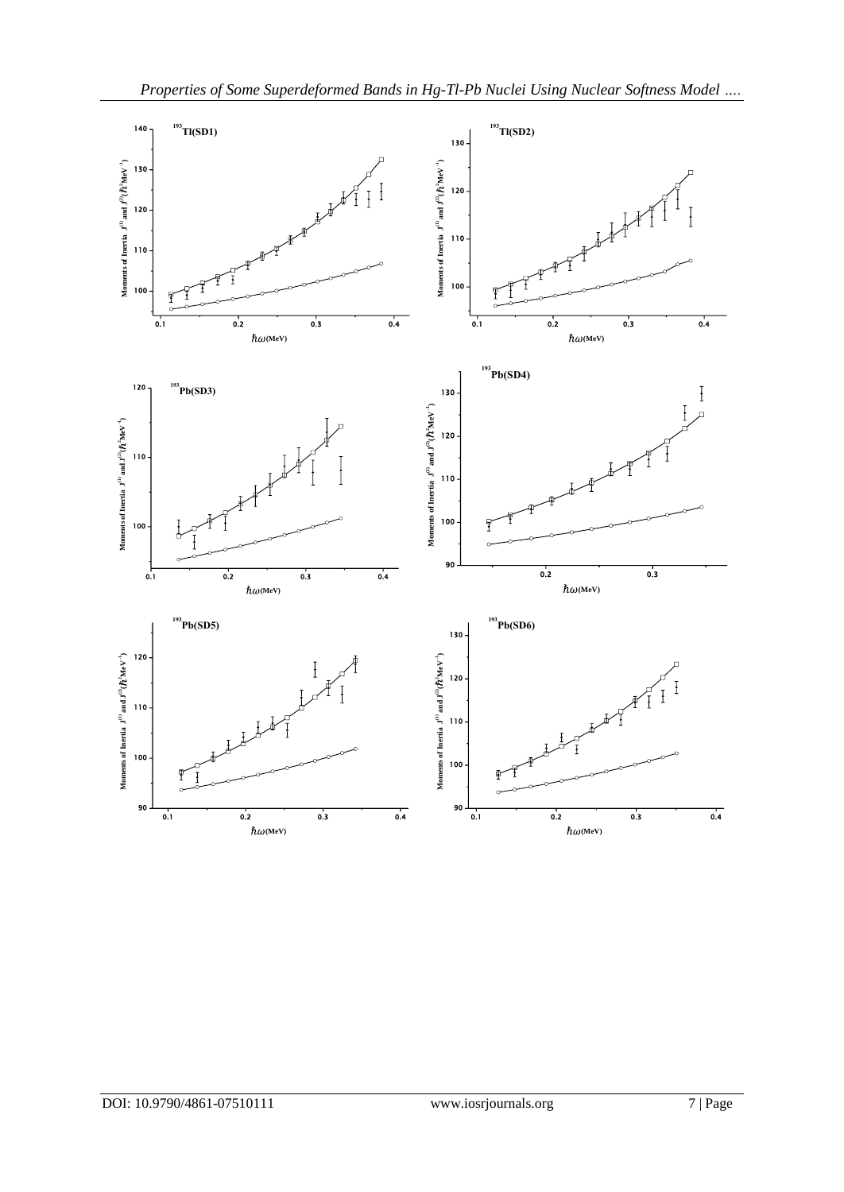$^{193}$Tl(SD1)

$^{193}$Tl(SD2)

$^{193}$Pb(SD3)

$^{193}$Pb(SD4)

$^{193}$Pb(SD5)

$^{193}$Pb(SD6)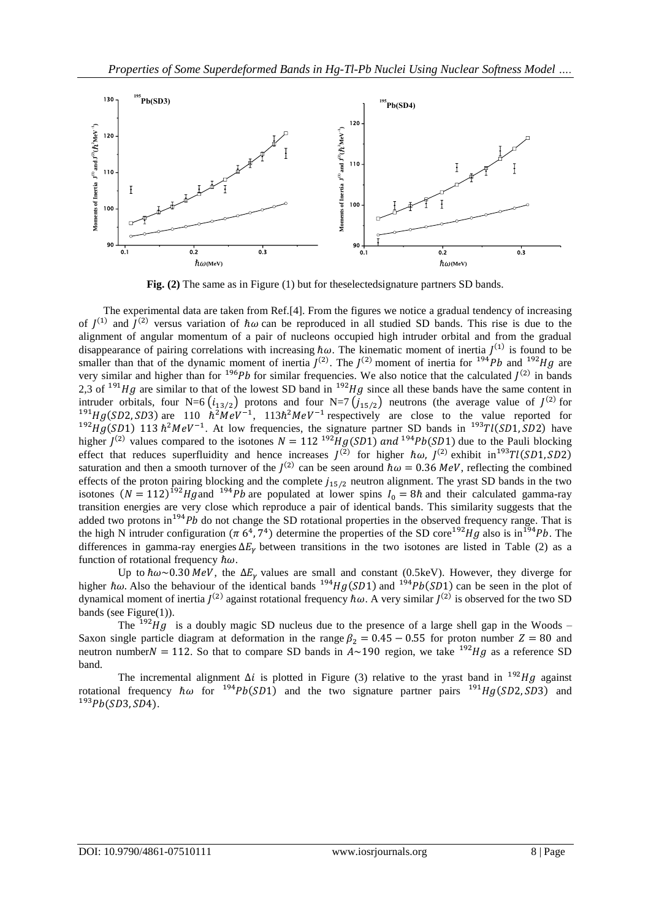**Fig. (2)** The same as in Figure (1) but for theselectedsignature partners SD bands.

The experimental data are taken from Ref.[4]. From the figures we notice a gradual tendency of increasing of $J^{(1)}$ and $J^{(2)}$ versus variation of $\hbar\omega$ can be reproduced in all studied SD bands. This rise is due to the alignment of angular momentum of a pair of nucleons occupied high intruder orbital and from the gradual disappearance of pairing correlations with increasing $\hbar\omega$. The kinematic moment of inertia $J^{(1)}$ is found to be smaller than that of the dynamic moment of inertia $J^{(2)}$. The $J^{(2)}$ moment of inertia for $^{194}Pb$ and $^{192}Hg$ are very similar and higher than for $^{196}Pb$ for similar frequencies. We also notice that the calculated $J^{(2)}$ in bands 2,3 of $^{191}Hg$ are similar to that of the lowest SD band in $^{192}Hg$ since all these bands have the same content in intruder orbitals, four N=6 $(i_{13/2})$ protons and four N=7 $(j_{15/2})$ neutrons (the average value of $J^{(2)}$ for $^{191}Hg(SD2,SD3)$ are 110 $\hbar^2 MeV^{-1}$, 113$\hbar^2 MeV^{-1}$ respectively are close to the value reported for $^{192}Hg(SD1)$ 113 $\hbar^2 MeV^{-1}$. At low frequencies, the signature partner SD bands in $^{193}Tl(SD1,SD2)$ have higher $J^{(2)}$ values compared to the isotones $N = 112$ $^{192}Hg(SD1)$ and $^{194}Pb(SD1)$ due to the Pauli blocking effect that reduces superfluidity and hence increases $J^{(2)}$ for higher $\hbar\omega$, $J^{(2)}$ exhibit in$^{193}Tl(SD1,SD2)$ saturation and then a smooth turnover of the $J^{(2)}$ can be seen around $\hbar\omega = 0.36\ MeV$, reflecting the combined effects of the proton pairing blocking and the complete $j_{15/2}$ neutron alignment. The yrast SD bands in the two isotones $(N = 112)$ $^{192}Hg$and $^{194}Pb$ are populated at lower spins $I_0 = 8\hbar$ and their calculated gamma-ray transition energies are very close which reproduce a pair of identical bands. This similarity suggests that the added two protons in$^{194}Pb$ do not change the SD rotational properties in the observed frequency range. That is the high N intruder configuration $(\pi\ 6^4, 7^4)$ determine the properties of the SD core$^{192}Hg$ also is in$^{194}Pb$. The differences in gamma-ray energies $\Delta E_\gamma$ between transitions in the two isotones are listed in Table (2) as a function of rotational frequency $\hbar\omega$.

Up to $\hbar\omega \sim 0.30\ MeV$, the $\Delta E_\gamma$ values are small and constant (0.5keV). However, they diverge for higher $\hbar\omega$. Also the behaviour of the identical bands $^{194}Hg(SD1)$ and $^{194}Pb(SD1)$ can be seen in the plot of dynamical moment of inertia $J^{(2)}$ against rotational frequency $\hbar\omega$. A very similar $J^{(2)}$ is observed for the two SD bands (see Figure(1)).

The $^{192}Hg$ is a doubly magic SD nucleus due to the presence of a large shell gap in the Woods – Saxon single particle diagram at deformation in the range $\beta_2 = 0.45 - 0.55$ for proton number $Z = 80$ and neutron number$N = 112$. So that to compare SD bands in $A \sim 190$ region, we take $^{192}Hg$ as a reference SD band.

The incremental alignment $\Delta i$ is plotted in Figure (3) relative to the yrast band in $^{192}Hg$ against rotational frequency $\hbar\omega$ for $^{194}Pb(SD1)$ and the two signature partner pairs $^{191}Hg(SD2,SD3)$ and $^{193}Pb(SD3,SD4)$.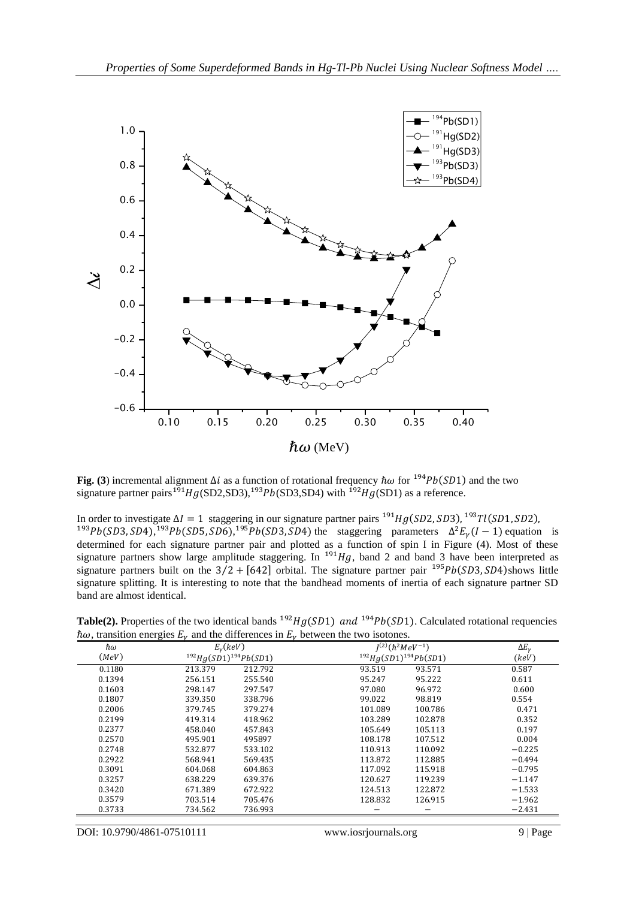**Fig. (3**) incremental alignment $\Delta i$ as a function of rotational frequency $\hbar\omega$ for $^{194}Pb(SD1)$ and the two signature partner pairs $^{191}Hg$(SD2,SD3), $^{193}Pb$(SD3,SD4) with $^{192}Hg$(SD1) as a reference.

In order to investigate $\Delta I = 1$ staggering in our signature partner pairs $^{191}Hg(SD2, SD3)$, $^{193}Tl(SD1, SD2)$, $^{193}Pb(SD3, SD4)$, $^{193}Pb(SD5, SD6)$, $^{195}Pb(SD3, SD4)$ the staggering parameters $\Delta^2 E_\gamma(I-1)$ equation is determined for each signature partner pair and plotted as a function of spin I in Figure (4). Most of these signature partners show large amplitude staggering. In $^{191}Hg$, band 2 and band 3 have been interpreted as signature partners built on the $3/2 + [642]$ orbital. The signature partner pair $^{195}Pb(SD3, SD4)$ shows little signature splitting. It is interesting to note that the bandhead moments of inertia of each signature partner SD band are almost identical.

**Table(2).** Properties of the two identical bands $^{192}Hg(SD1)$ *and* $^{194}Pb(SD1)$. Calculated rotational requencies $\hbar\omega$, transition energies $E_\gamma$ and the differences in $E_\gamma$ between the two isotones.

| $\hbar\omega$ $(MeV)$ | $E_\gamma(keV)$ $^{192}Hg(SD1)$ | $^{194}Pb(SD1)$ | $J^{(2)}(\hbar^2 MeV^{-1})$ $^{192}Hg(SD1)$ | $^{194}Pb(SD1)$ | $\Delta E_\gamma$ $(keV)$ |
|---|---|---|---|---|---|
| 0.1180 | 213.379 | 212.792 | 93.519 | 93.571 | 0.587 |
| 0.1394 | 256.151 | 255.540 | 95.247 | 95.222 | 0.611 |
| 0.1603 | 298.147 | 297.547 | 97.080 | 96.972 | 0.600 |
| 0.1807 | 339.350 | 338.796 | 99.022 | 98.819 | 0.554 |
| 0.2006 | 379.745 | 379.274 | 101.089 | 100.786 | 0.471 |
| 0.2199 | 419.314 | 418.962 | 103.289 | 102.878 | 0.352 |
| 0.2377 | 458.040 | 457.843 | 105.649 | 105.113 | 0.197 |
| 0.2570 | 495.901 | 495897 | 108.178 | 107.512 | 0.004 |
| 0.2748 | 532.877 | 533.102 | 110.913 | 110.092 | $-0.225$ |
| 0.2922 | 568.941 | 569.435 | 113.872 | 112.885 | $-0.494$ |
| 0.3091 | 604.068 | 604.863 | 117.092 | 115.918 | $-0.795$ |
| 0.3257 | 638.229 | 639.376 | 120.627 | 119.239 | $-1.147$ |
| 0.3420 | 671.389 | 672.922 | 124.513 | 122.872 | $-1.533$ |
| 0.3579 | 703.514 | 705.476 | 128.832 | 126.915 | $-1.962$ |
| 0.3733 | 734.562 | 736.993 | − | − | $-2.431$ |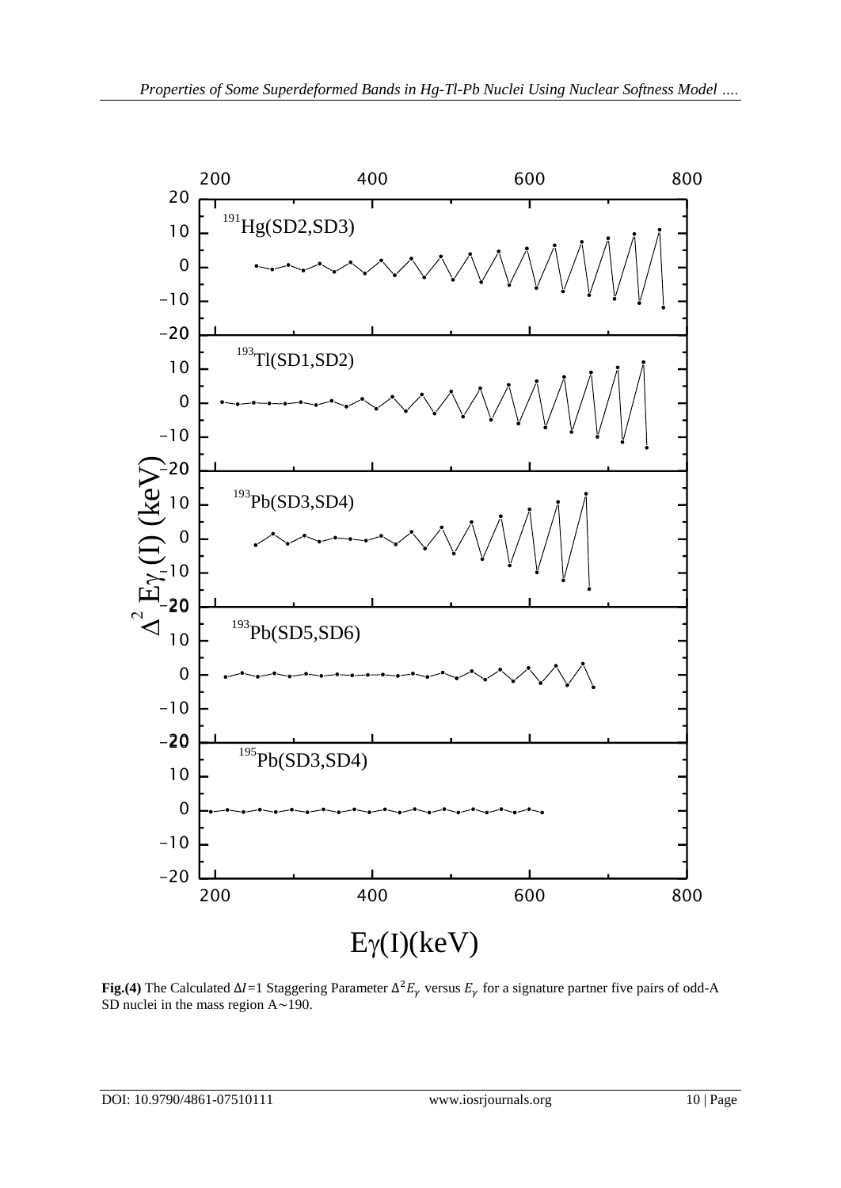**Fig.(4)** The Calculated $\Delta I$=1 Staggering Parameter $\Delta^2 E_\gamma$ versus $E_\gamma$ for a signature partner five pairs of odd-A SD nuclei in the mass region A∼190.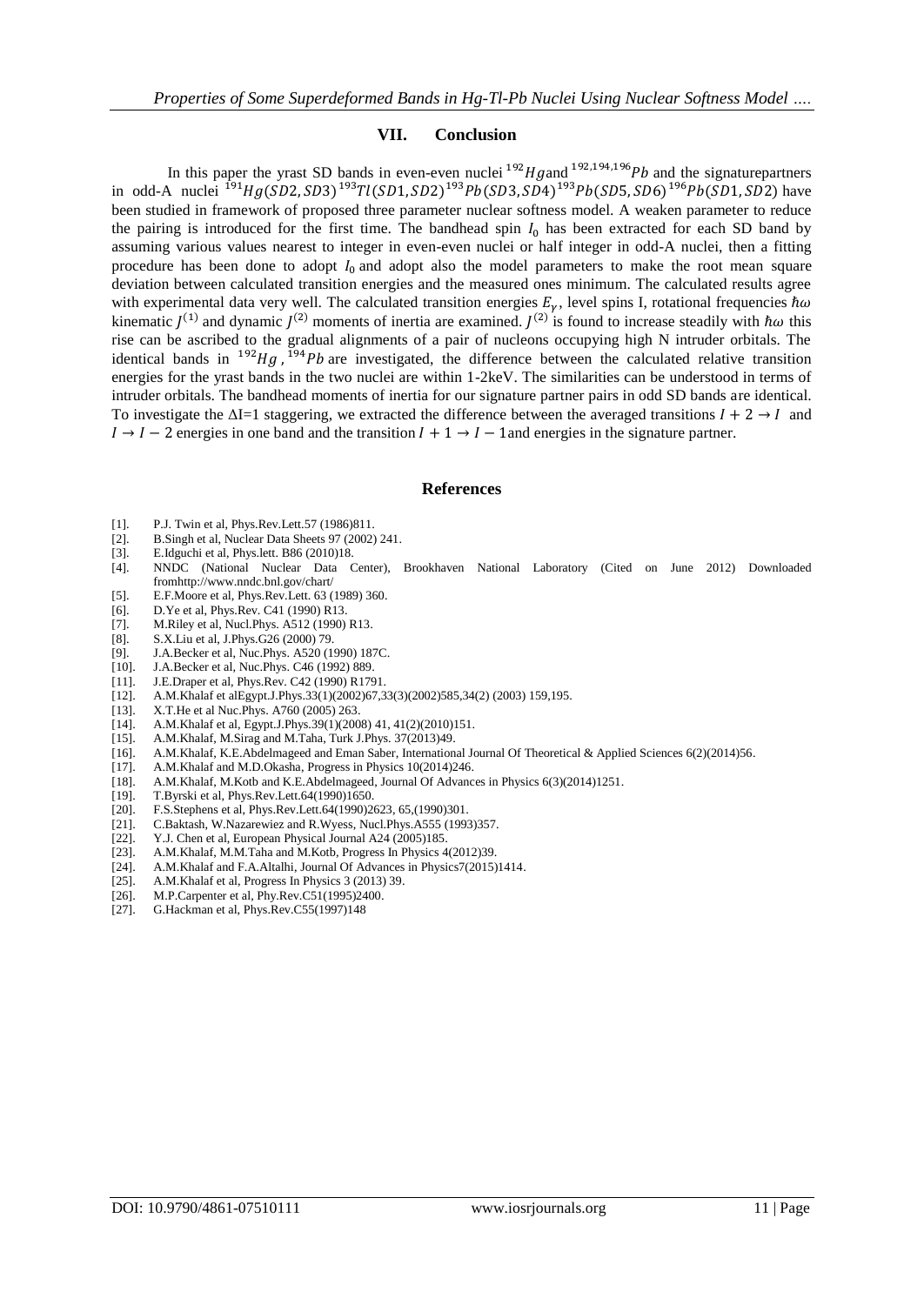## VII. Conclusion

In this paper the yrast SD bands in even-even nuclei $^{192}Hg$ and $^{192,194,196}Pb$ and the signaturepartners in odd-A nuclei $^{191}Hg(SD2, SD3)$ $^{193}Tl(SD1, SD2)$ $^{193}Pb(SD3, SD4)$ $^{193}Pb(SD5, SD6)$ $^{196}Pb(SD1, SD2)$ have been studied in framework of proposed three parameter nuclear softness model. A weaken parameter to reduce the pairing is introduced for the first time. The bandhead spin $I_0$ has been extracted for each SD band by assuming various values nearest to integer in even-even nuclei or half integer in odd-A nuclei, then a fitting procedure has been done to adopt $I_0$ and adopt also the model parameters to make the root mean square deviation between calculated transition energies and the measured ones minimum. The calculated results agree with experimental data very well. The calculated transition energies $E_\gamma$, level spins I, rotational frequencies $\hbar\omega$ kinematic $J^{(1)}$ and dynamic $J^{(2)}$ moments of inertia are examined. $J^{(2)}$ is found to increase steadily with $\hbar\omega$ this rise can be ascribed to the gradual alignments of a pair of nucleons occupying high N intruder orbitals. The identical bands in $^{192}Hg$, $^{194}Pb$ are investigated, the difference between the calculated relative transition energies for the yrast bands in the two nuclei are within 1-2keV. The similarities can be understood in terms of intruder orbitals. The bandhead moments of inertia for our signature partner pairs in odd SD bands are identical. To investigate the ΔI=1 staggering, we extracted the difference between the averaged transitions $I+2 \rightarrow I$ and $I \rightarrow I-2$ energies in one band and the transition $I+1 \rightarrow I-1$ and energies in the signature partner.

## References

[1]. P.J. Twin et al, Phys.Rev.Lett.57 (1986)811.
[2]. B.Singh et al, Nuclear Data Sheets 97 (2002) 241.
[3]. E.Idguchi et al, Phys.lett. B86 (2010)18.
[4]. NNDC (National Nuclear Data Center), Brookhaven National Laboratory (Cited on June 2012) Downloaded fromhttp://www.nndc.bnl.gov/chart/
[5]. E.F.Moore et al, Phys.Rev.Lett. 63 (1989) 360.
[6]. D.Ye et al, Phys.Rev. C41 (1990) R13.
[7]. M.Riley et al, Nucl.Phys. A512 (1990) R13.
[8]. S.X.Liu et al, J.Phys.G26 (2000) 79.
[9]. J.A.Becker et al, Nuc.Phys. A520 (1990) 187C.
[10]. J.A.Becker et al, Nuc.Phys. C46 (1992) 889.
[11]. J.E.Draper et al, Phys.Rev. C42 (1990) R1791.
[12]. A.M.Khalaf et alEgypt.J.Phys.33(1)(2002)67,33(3)(2002)585,34(2) (2003) 159,195.
[13]. X.T.He et al Nuc.Phys. A760 (2005) 263.
[14]. A.M.Khalaf et al, Egypt.J.Phys.39(1)(2008) 41, 41(2)(2010)151.
[15]. A.M.Khalaf, M.Sirag and M.Taha, Turk J.Phys. 37(2013)49.
[16]. A.M.Khalaf, K.E.Abdelmageed and Eman Saber, International Journal Of Theoretical & Applied Sciences 6(2)(2014)56.
[17]. A.M.Khalaf and M.D.Okasha, Progress in Physics 10(2014)246.
[18]. A.M.Khalaf, M.Kotb and K.E.Abdelmageed, Journal Of Advances in Physics 6(3)(2014)1251.
[19]. T.Byrski et al, Phys.Rev.Lett.64(1990)1650.
[20]. F.S.Stephens et al, Phys.Rev.Lett.64(1990)2623, 65,(1990)301.
[21]. C.Baktash, W.Nazarewiez and R.Wyess, Nucl.Phys.A555 (1993)357.
[22]. Y.J. Chen et al, European Physical Journal A24 (2005)185.
[23]. A.M.Khalaf, M.M.Taha and M.Kotb, Progress In Physics 4(2012)39.
[24]. A.M.Khalaf and F.A.Altalhi, Journal Of Advances in Physics7(2015)1414.
[25]. A.M.Khalaf et al, Progress In Physics 3 (2013) 39.
[26]. M.P.Carpenter et al, Phy.Rev.C51(1995)2400.
[27]. G.Hackman et al, Phys.Rev.C55(1997)148